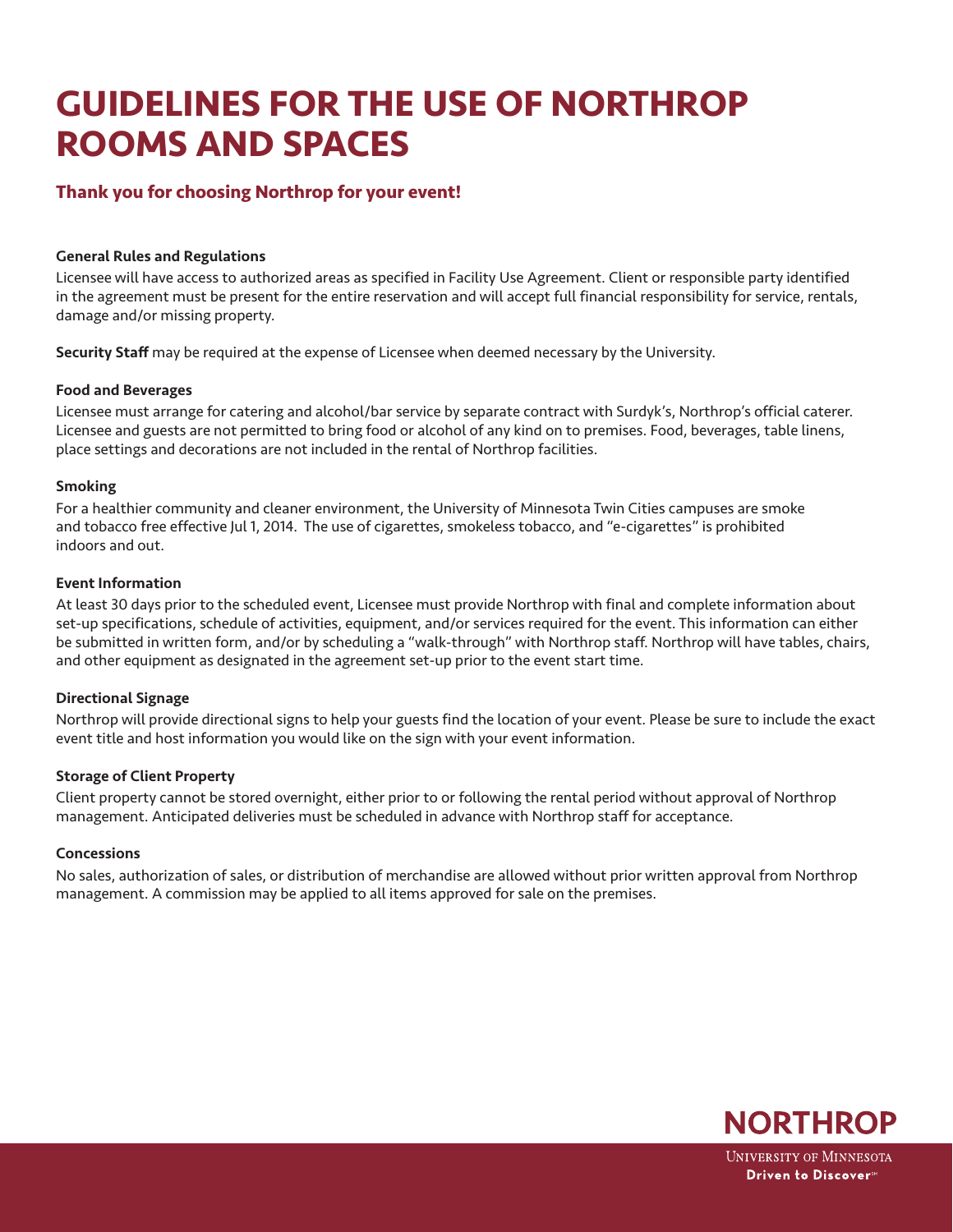# GUIDELINES FOR THE USE OF NORTHROP ROOMS AND SPACES

## Thank you for choosing Northrop for your event!

**General Rules and Regulations**

Licensee will have access to authorized areas as specified in Facility Use Agreement. Client or responsible party identified in the agreement must be present for the entire reservation and will accept full financial responsibility for service, rentals, damage and/or missing property.

**Security Staff** may be required at the expense of Licensee when deemed necessary by the University.

**Food and Beverages**

Licensee must arrange for catering and alcohol/bar service by separate contract with Surdyk's, Northrop's official caterer. Licensee and guests are not permitted to bring food or alcohol of any kind on to premises. Food, beverages, table linens, place settings and decorations are not included in the rental of Northrop facilities.

**Smoking**

For a healthier community and cleaner environment, the University of Minnesota Twin Cities campuses are smoke and tobacco free effective Jul 1, 2014. The use of cigarettes, smokeless tobacco, and "e-cigarettes" is prohibited indoors and out.

**Event Information**

At least 30 days prior to the scheduled event, Licensee must provide Northrop with final and complete information about set-up specifications, schedule of activities, equipment, and/or services required for the event. This information can either be submitted in written form, and/or by scheduling a "walk-through" with Northrop staff. Northrop will have tables, chairs, and other equipment as designated in the agreement set-up prior to the event start time.

**Directional Signage**

Northrop will provide directional signs to help your guests find the location of your event. Please be sure to include the exact event title and host information you would like on the sign with your event information.

**Storage of Client Property**

Client property cannot be stored overnight, either prior to or following the rental period without approval of Northrop management. Anticipated deliveries must be scheduled in advance with Northrop staff for acceptance.

**Concessions**

No sales, authorization of sales, or distribution of merchandise are allowed without prior written approval from Northrop management. A commission may be applied to all items approved for sale on the premises.

NORTHROP

University of Minnesota
Driven to Discover℠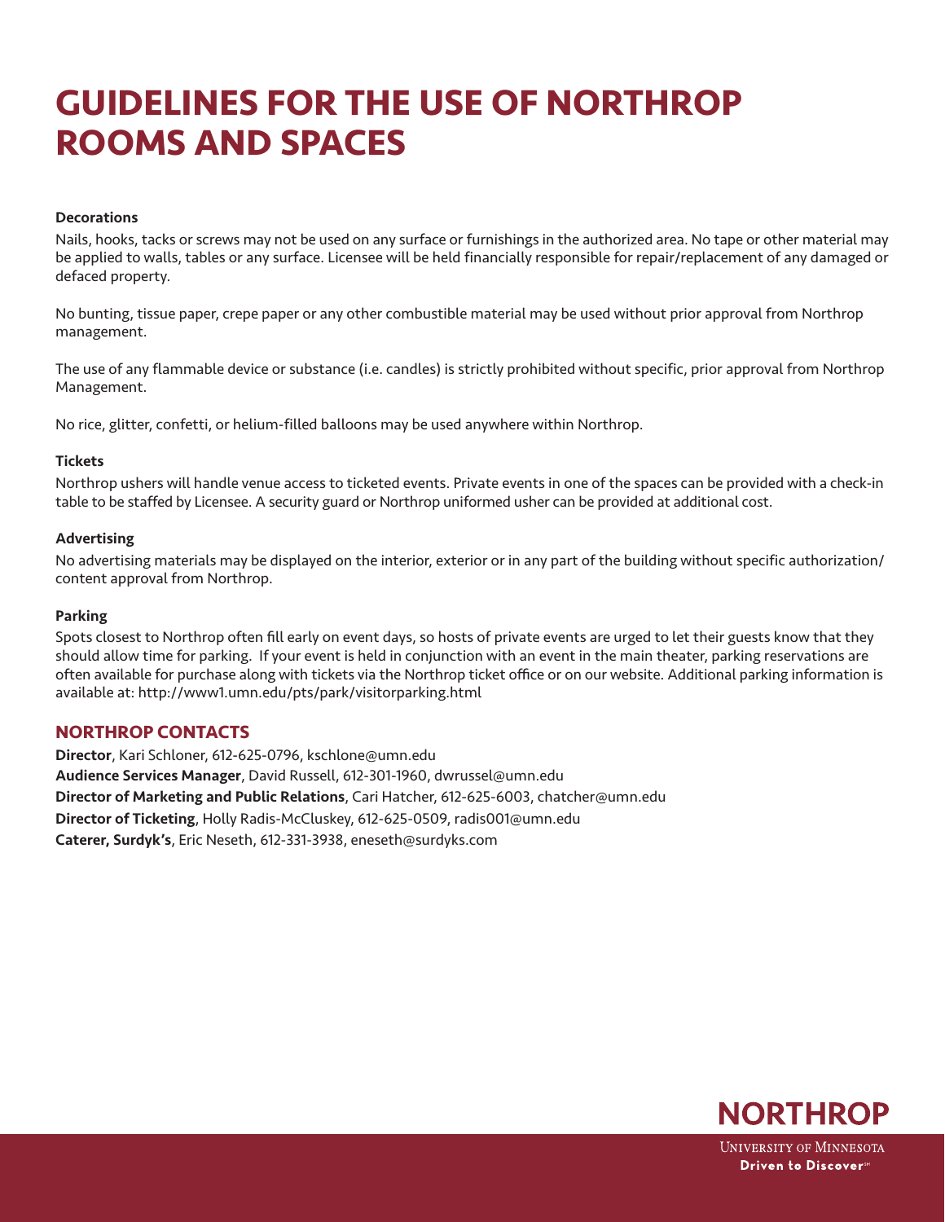# GUIDELINES FOR THE USE OF NORTHROP ROOMS AND SPACES

**Decorations**

Nails, hooks, tacks or screws may not be used on any surface or furnishings in the authorized area. No tape or other material may be applied to walls, tables or any surface. Licensee will be held financially responsible for repair/replacement of any damaged or defaced property.

No bunting, tissue paper, crepe paper or any other combustible material may be used without prior approval from Northrop management.

The use of any flammable device or substance (i.e. candles) is strictly prohibited without specific, prior approval from Northrop Management.

No rice, glitter, confetti, or helium-filled balloons may be used anywhere within Northrop.

**Tickets**

Northrop ushers will handle venue access to ticketed events. Private events in one of the spaces can be provided with a check-in table to be staffed by Licensee. A security guard or Northrop uniformed usher can be provided at additional cost.

**Advertising**

No advertising materials may be displayed on the interior, exterior or in any part of the building without specific authorization/content approval from Northrop.

**Parking**

Spots closest to Northrop often fill early on event days, so hosts of private events are urged to let their guests know that they should allow time for parking. If your event is held in conjunction with an event in the main theater, parking reservations are often available for purchase along with tickets via the Northrop ticket office or on our website. Additional parking information is available at: http://www1.umn.edu/pts/park/visitorparking.html

## NORTHROP CONTACTS

**Director**, Kari Schloner, 612-625-0796, kschlone@umn.edu
**Audience Services Manager**, David Russell, 612-301-1960, dwrussel@umn.edu
**Director of Marketing and Public Relations**, Cari Hatcher, 612-625-6003, chatcher@umn.edu
**Director of Ticketing**, Holly Radis-McCluskey, 612-625-0509, radis001@umn.edu
**Caterer, Surdyk's**, Eric Neseth, 612-331-3938, eneseth@surdyks.com

NORTHROP
University of Minnesota
Driven to Discover℠